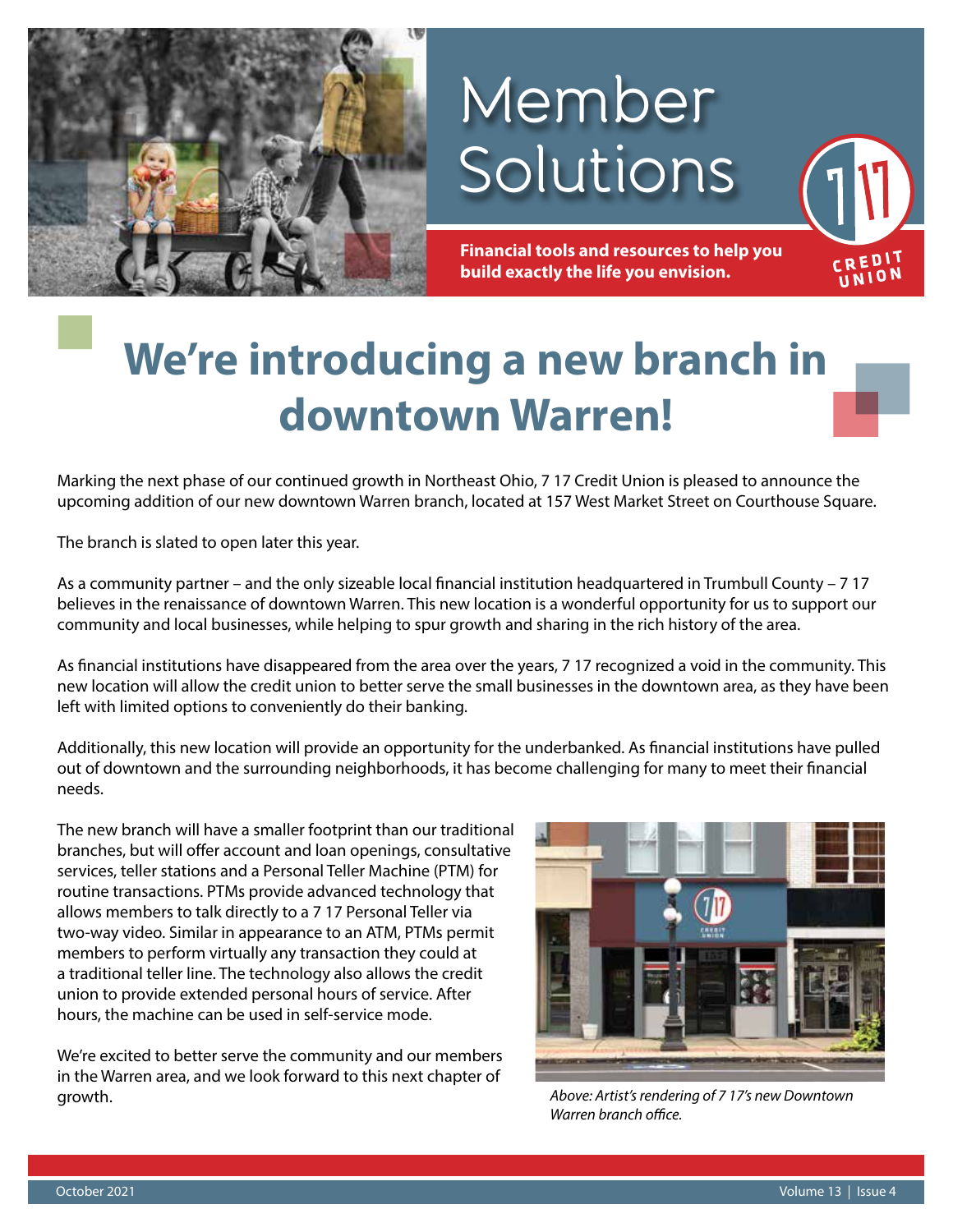# Member Solutions

**Financial tools and resources to help you build exactly the life you envision.**

# We're introducing a new branch in downtown Warren!

Marking the next phase of our continued growth in Northeast Ohio, 7 17 Credit Union is pleased to announce the upcoming addition of our new downtown Warren branch, located at 157 West Market Street on Courthouse Square.

The branch is slated to open later this year.

As a community partner – and the only sizeable local financial institution headquartered in Trumbull County – 7 17 believes in the renaissance of downtown Warren. This new location is a wonderful opportunity for us to support our community and local businesses, while helping to spur growth and sharing in the rich history of the area.

As financial institutions have disappeared from the area over the years, 7 17 recognized a void in the community. This new location will allow the credit union to better serve the small businesses in the downtown area, as they have been left with limited options to conveniently do their banking.

Additionally, this new location will provide an opportunity for the underbanked. As financial institutions have pulled out of downtown and the surrounding neighborhoods, it has become challenging for many to meet their financial needs.

The new branch will have a smaller footprint than our traditional branches, but will offer account and loan openings, consultative services, teller stations and a Personal Teller Machine (PTM) for routine transactions. PTMs provide advanced technology that allows members to talk directly to a 7 17 Personal Teller via two-way video. Similar in appearance to an ATM, PTMs permit members to perform virtually any transaction they could at a traditional teller line. The technology also allows the credit union to provide extended personal hours of service. After hours, the machine can be used in self-service mode.

We're excited to better serve the community and our members in the Warren area, and we look forward to this next chapter of growth.

*Above: Artist's rendering of 7 17's new Downtown Warren branch office.*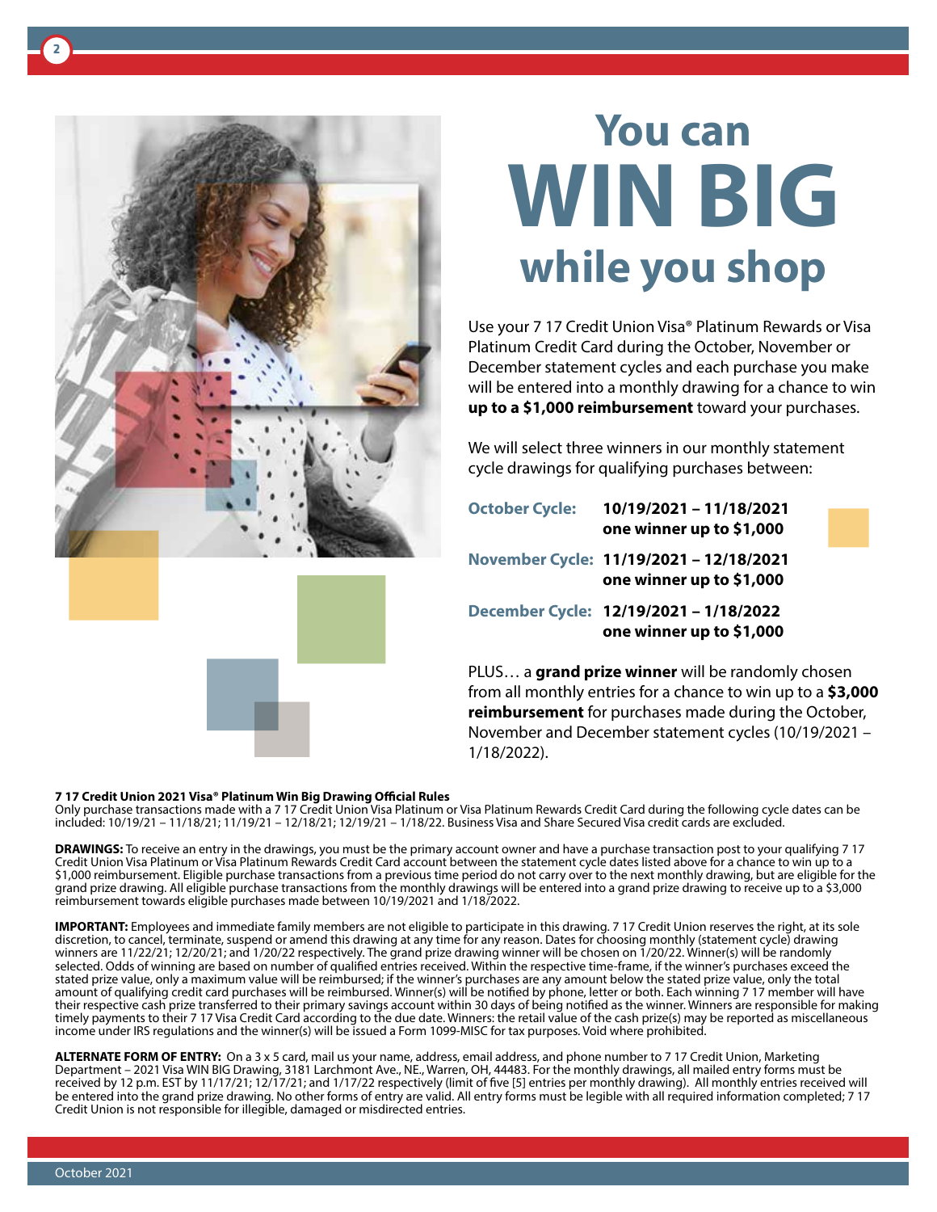# You can WIN BIG while you shop

Use your 7 17 Credit Union Visa® Platinum Rewards or Visa Platinum Credit Card during the October, November or December statement cycles and each purchase you make will be entered into a monthly drawing for a chance to win **up to a $1,000 reimbursement** toward your purchases.

We will select three winners in our monthly statement cycle drawings for qualifying purchases between:

**October Cycle:** **10/19/2021 – 11/18/2021**
**one winner up to $1,000**

**November Cycle:** **11/19/2021 – 12/18/2021**
**one winner up to $1,000**

**December Cycle:** **12/19/2021 – 1/18/2022**
**one winner up to $1,000**

PLUS… a **grand prize winner** will be randomly chosen from all monthly entries for a chance to win up to a **$3,000 reimbursement** for purchases made during the October, November and December statement cycles (10/19/2021 – 1/18/2022).

**7 17 Credit Union 2021 Visa® Platinum Win Big Drawing Official Rules**

Only purchase transactions made with a 7 17 Credit Union Visa Platinum or Visa Platinum Rewards Credit Card during the following cycle dates can be included: 10/19/21 – 11/18/21; 11/19/21 – 12/18/21; 12/19/21 – 1/18/22. Business Visa and Share Secured Visa credit cards are excluded.

**DRAWINGS:** To receive an entry in the drawings, you must be the primary account owner and have a purchase transaction post to your qualifying 7 17 Credit Union Visa Platinum or Visa Platinum Rewards Credit Card account between the statement cycle dates listed above for a chance to win up to a $1,000 reimbursement. Eligible purchase transactions from a previous time period do not carry over to the next monthly drawing, but are eligible for the grand prize drawing. All eligible purchase transactions from the monthly drawings will be entered into a grand prize drawing to receive up to a $3,000 reimbursement towards eligible purchases made between 10/19/2021 and 1/18/2022.

**IMPORTANT:** Employees and immediate family members are not eligible to participate in this drawing. 7 17 Credit Union reserves the right, at its sole discretion, to cancel, terminate, suspend or amend this drawing at any time for any reason. Dates for choosing monthly (statement cycle) drawing winners are 11/22/21; 12/20/21; and 1/20/22 respectively. The grand prize drawing winner will be chosen on 1/20/22. Winner(s) will be randomly selected. Odds of winning are based on number of qualified entries received. Within the respective time-frame, if the winner's purchases exceed the stated prize value, only a maximum value will be reimbursed; if the winner's purchases are any amount below the stated prize value, only the total amount of qualifying credit card purchases will be reimbursed. Winner(s) will be notified by phone, letter or both. Each winning 7 17 member will have their respective cash prize transferred to their primary savings account within 30 days of being notified as the winner. Winners are responsible for making timely payments to their 7 17 Visa Credit Card according to the due date. Winners: the retail value of the cash prize(s) may be reported as miscellaneous income under IRS regulations and the winner(s) will be issued a Form 1099-MISC for tax purposes. Void where prohibited.

**ALTERNATE FORM OF ENTRY:** On a 3 x 5 card, mail us your name, address, email address, and phone number to 7 17 Credit Union, Marketing Department – 2021 Visa WIN BIG Drawing, 3181 Larchmont Ave., NE., Warren, OH, 44483. For the monthly drawings, all mailed entry forms must be received by 12 p.m. EST by 11/17/21; 12/17/21; and 1/17/22 respectively (limit of five [5] entries per monthly drawing). All monthly entries received will be entered into the grand prize drawing. No other forms of entry are valid. All entry forms must be legible with all required information completed; 7 17 Credit Union is not responsible for illegible, damaged or misdirected entries.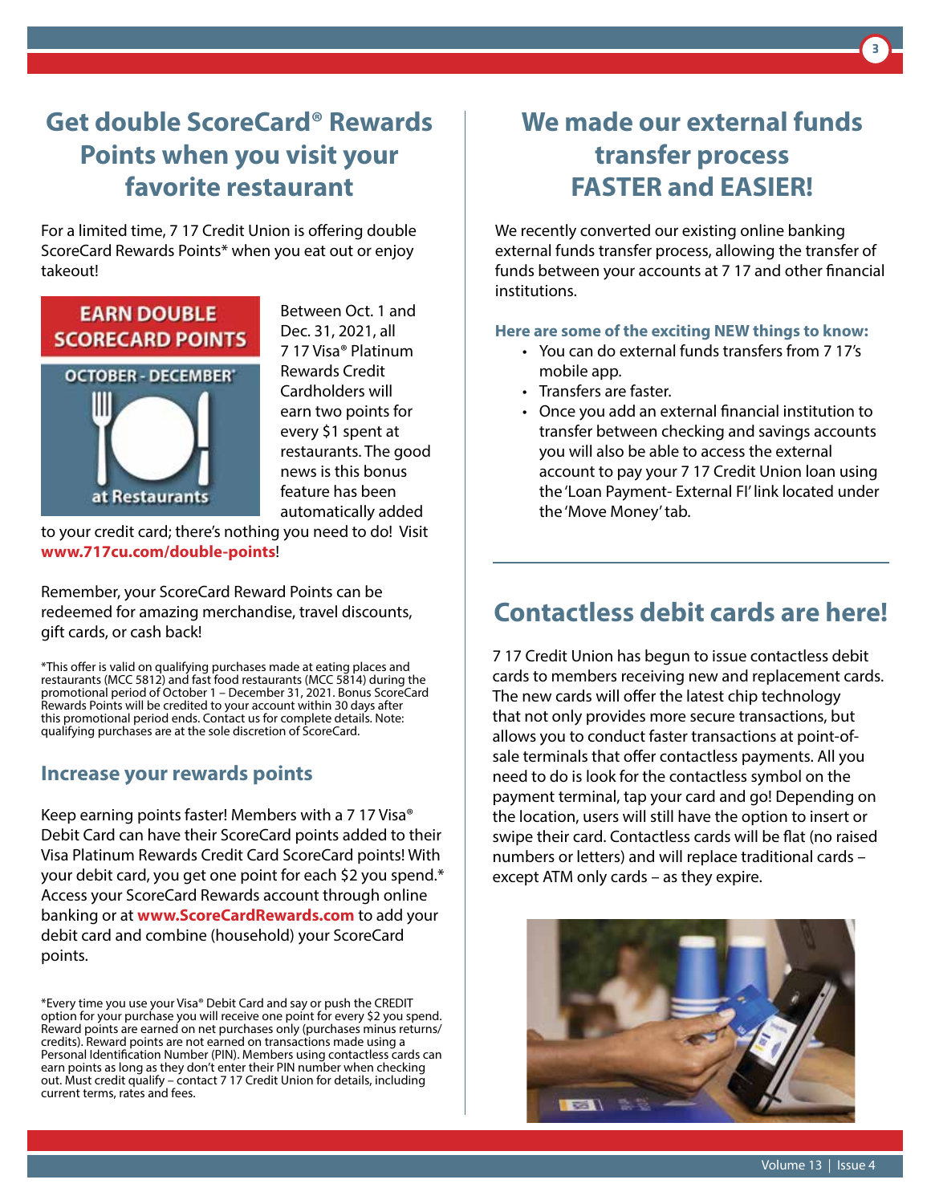## Get double ScoreCard® Rewards Points when you visit your favorite restaurant

For a limited time, 7 17 Credit Union is offering double ScoreCard Rewards Points* when you eat out or enjoy takeout!

EARN DOUBLE SCORECARD POINTS

OCTOBER - DECEMBER*

at Restaurants

Between Oct. 1 and Dec. 31, 2021, all 7 17 Visa® Platinum Rewards Credit Cardholders will earn two points for every $1 spent at restaurants. The good news is this bonus feature has been automatically added to your credit card; there's nothing you need to do! Visit **www.717cu.com/double-points**!

Remember, your ScoreCard Reward Points can be redeemed for amazing merchandise, travel discounts, gift cards, or cash back!

*This offer is valid on qualifying purchases made at eating places and restaurants (MCC 5812) and fast food restaurants (MCC 5814) during the promotional period of October 1 – December 31, 2021. Bonus ScoreCard Rewards Points will be credited to your account within 30 days after this promotional period ends. Contact us for complete details. Note: qualifying purchases are at the sole discretion of ScoreCard.

### Increase your rewards points

Keep earning points faster! Members with a 7 17 Visa® Debit Card can have their ScoreCard points added to their Visa Platinum Rewards Credit Card ScoreCard points! With your debit card, you get one point for each $2 you spend.* Access your ScoreCard Rewards account through online banking or at **www.ScoreCardRewards.com** to add your debit card and combine (household) your ScoreCard points.

*Every time you use your Visa® Debit Card and say or push the CREDIT option for your purchase you will receive one point for every $2 you spend. Reward points are earned on net purchases only (purchases minus returns/credits). Reward points are not earned on transactions made using a Personal Identification Number (PIN). Members using contactless cards can earn points as long as they don't enter their PIN number when checking out. Must credit qualify – contact 7 17 Credit Union for details, including current terms, rates and fees.

## We made our external funds transfer process FASTER and EASIER!

We recently converted our existing online banking external funds transfer process, allowing the transfer of funds between your accounts at 7 17 and other financial institutions.

**Here are some of the exciting NEW things to know:**

- You can do external funds transfers from 7 17's mobile app.
- Transfers are faster.
- Once you add an external financial institution to transfer between checking and savings accounts you will also be able to access the external account to pay your 7 17 Credit Union loan using the 'Loan Payment- External FI' link located under the 'Move Money' tab.

## Contactless debit cards are here!

7 17 Credit Union has begun to issue contactless debit cards to members receiving new and replacement cards. The new cards will offer the latest chip technology that not only provides more secure transactions, but allows you to conduct faster transactions at point-of-sale terminals that offer contactless payments. All you need to do is look for the contactless symbol on the payment terminal, tap your card and go! Depending on the location, users will still have the option to insert or swipe their card. Contactless cards will be flat (no raised numbers or letters) and will replace traditional cards – except ATM only cards – as they expire.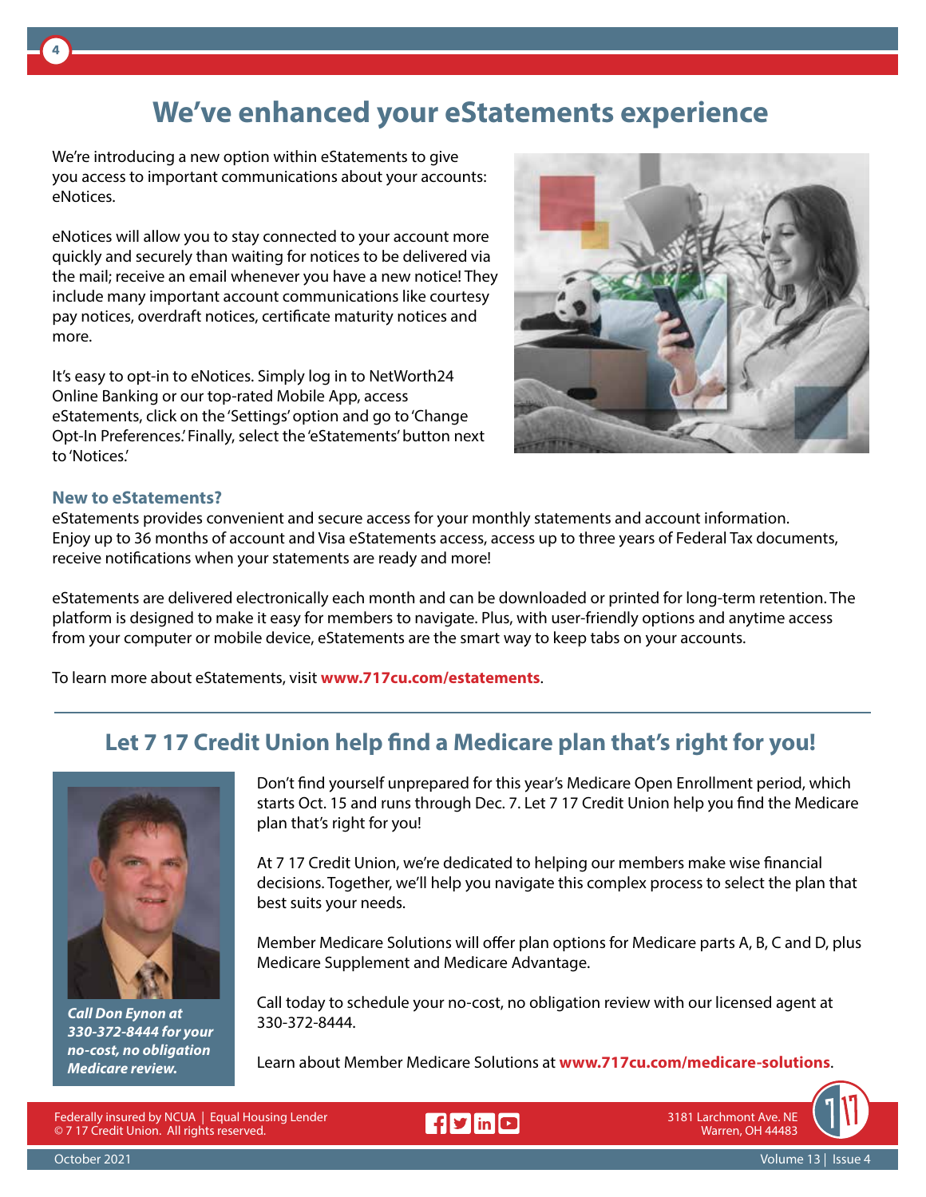# We've enhanced your eStatements experience

We're introducing a new option within eStatements to give you access to important communications about your accounts: eNotices.

eNotices will allow you to stay connected to your account more quickly and securely than waiting for notices to be delivered via the mail; receive an email whenever you have a new notice! They include many important account communications like courtesy pay notices, overdraft notices, certificate maturity notices and more.

It's easy to opt-in to eNotices. Simply log in to NetWorth24 Online Banking or our top-rated Mobile App, access eStatements, click on the 'Settings' option and go to 'Change Opt-In Preferences.' Finally, select the 'eStatements' button next to 'Notices.'

### New to eStatements?

eStatements provides convenient and secure access for your monthly statements and account information. Enjoy up to 36 months of account and Visa eStatements access, access up to three years of Federal Tax documents, receive notifications when your statements are ready and more!

eStatements are delivered electronically each month and can be downloaded or printed for long-term retention. The platform is designed to make it easy for members to navigate. Plus, with user-friendly options and anytime access from your computer or mobile device, eStatements are the smart way to keep tabs on your accounts.

To learn more about eStatements, visit **www.717cu.com/estatements**.

---

## Let 7 17 Credit Union help find a Medicare plan that's right for you!

***Call Don Eynon at 330-372-8444 for your no-cost, no obligation Medicare review.***

Don't find yourself unprepared for this year's Medicare Open Enrollment period, which starts Oct. 15 and runs through Dec. 7. Let 7 17 Credit Union help you find the Medicare plan that's right for you!

At 7 17 Credit Union, we're dedicated to helping our members make wise financial decisions. Together, we'll help you navigate this complex process to select the plan that best suits your needs.

Member Medicare Solutions will offer plan options for Medicare parts A, B, C and D, plus Medicare Supplement and Medicare Advantage.

Call today to schedule your no-cost, no obligation review with our licensed agent at 330-372-8444.

Learn about Member Medicare Solutions at **www.717cu.com/medicare-solutions**.

Federally insured by NCUA | Equal Housing Lender
© 7 17 Credit Union. All rights reserved.

3181 Larchmont Ave. NE
Warren, OH 44483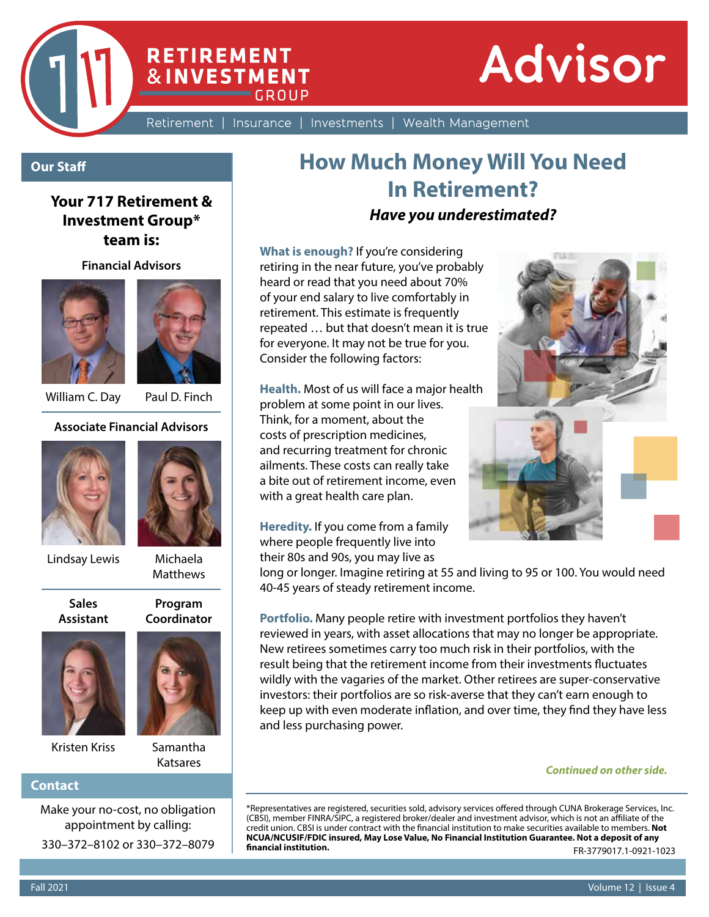# 717 Retirement & Investment Group Advisor

Retirement | Insurance | Investments | Wealth Management

## Our Staff

### Your 717 Retirement & Investment Group* team is:

**Financial Advisors**

William C. Day

Paul D. Finch

**Associate Financial Advisors**

Lindsay Lewis

Michaela Matthews

**Sales Assistant**

Kristen Kriss

**Program Coordinator**

Samantha Katsares

## Contact

Make your no-cost, no obligation appointment by calling:

330–372–8102 or 330–372–8079

# How Much Money Will You Need In Retirement?

***Have you underestimated?***

**What is enough?** If you're considering retiring in the near future, you've probably heard or read that you need about 70% of your end salary to live comfortably in retirement. This estimate is frequently repeated … but that doesn't mean it is true for everyone. It may not be true for you. Consider the following factors:

**Health.** Most of us will face a major health problem at some point in our lives. Think, for a moment, about the costs of prescription medicines, and recurring treatment for chronic ailments. These costs can really take a bite out of retirement income, even with a great health care plan.

**Heredity.** If you come from a family where people frequently live into their 80s and 90s, you may live as long or longer. Imagine retiring at 55 and living to 95 or 100. You would need 40-45 years of steady retirement income.

**Portfolio.** Many people retire with investment portfolios they haven't reviewed in years, with asset allocations that may no longer be appropriate. New retirees sometimes carry too much risk in their portfolios, with the result being that the retirement income from their investments fluctuates wildly with the vagaries of the market. Other retirees are super-conservative investors: their portfolios are so risk-averse that they can't earn enough to keep up with even moderate inflation, and over time, they find they have less and less purchasing power.

***Continued on other side.***

*Representatives are registered, securities sold, advisory services offered through CUNA Brokerage Services, Inc. (CBSI), member FINRA/SIPC, a registered broker/dealer and investment advisor, which is not an affiliate of the credit union. CBSI is under contract with the financial institution to make securities available to members. **Not NCUA/NCUSIF/FDIC insured, May Lose Value, No Financial Institution Guarantee. Not a deposit of any financial institution.**

FR-3779017.1-0921-1023

Fall 2021 | Volume 12 | Issue 4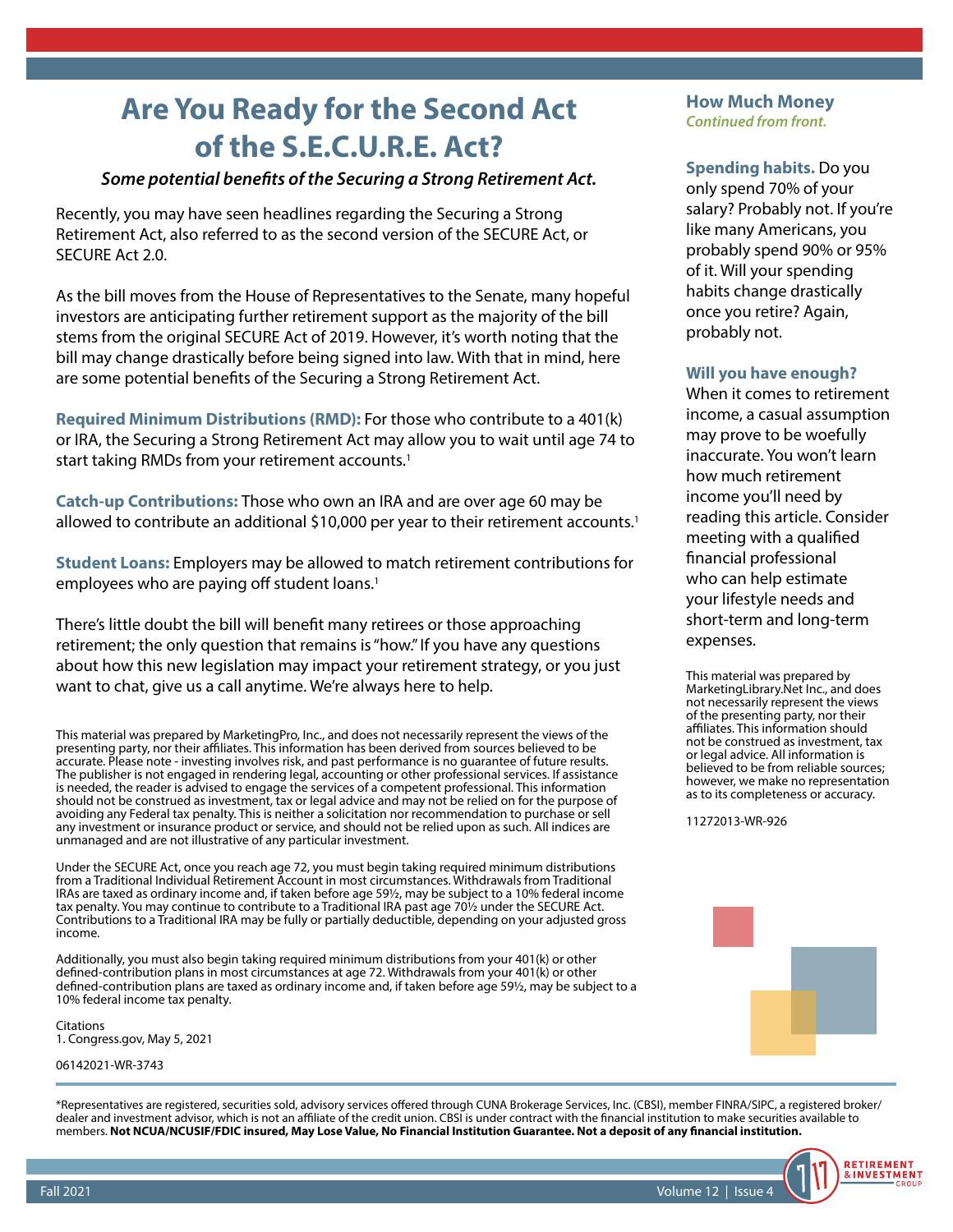# Are You Ready for the Second Act of the S.E.C.U.R.E. Act?

***Some potential benefits of the Securing a Strong Retirement Act.***

Recently, you may have seen headlines regarding the Securing a Strong Retirement Act, also referred to as the second version of the SECURE Act, or SECURE Act 2.0.

As the bill moves from the House of Representatives to the Senate, many hopeful investors are anticipating further retirement support as the majority of the bill stems from the original SECURE Act of 2019. However, it's worth noting that the bill may change drastically before being signed into law. With that in mind, here are some potential benefits of the Securing a Strong Retirement Act.

**Required Minimum Distributions (RMD):** For those who contribute to a 401(k) or IRA, the Securing a Strong Retirement Act may allow you to wait until age 74 to start taking RMDs from your retirement accounts.[1]

**Catch-up Contributions:** Those who own an IRA and are over age 60 may be allowed to contribute an additional $10,000 per year to their retirement accounts.[1]

**Student Loans:** Employers may be allowed to match retirement contributions for employees who are paying off student loans.[1]

There's little doubt the bill will benefit many retirees or those approaching retirement; the only question that remains is "how." If you have any questions about how this new legislation may impact your retirement strategy, or you just want to chat, give us a call anytime. We're always here to help.

This material was prepared by MarketingPro, Inc., and does not necessarily represent the views of the presenting party, nor their affiliates. This information has been derived from sources believed to be accurate. Please note - investing involves risk, and past performance is no guarantee of future results. The publisher is not engaged in rendering legal, accounting or other professional services. If assistance is needed, the reader is advised to engage the services of a competent professional. This information should not be construed as investment, tax or legal advice and may not be relied on for the purpose of avoiding any Federal tax penalty. This is neither a solicitation nor recommendation to purchase or sell any investment or insurance product or service, and should not be relied upon as such. All indices are unmanaged and are not illustrative of any particular investment.

Under the SECURE Act, once you reach age 72, you must begin taking required minimum distributions from a Traditional Individual Retirement Account in most circumstances. Withdrawals from Traditional IRAs are taxed as ordinary income and, if taken before age 59½, may be subject to a 10% federal income tax penalty. You may continue to contribute to a Traditional IRA past age 70½ under the SECURE Act. Contributions to a Traditional IRA may be fully or partially deductible, depending on your adjusted gross income.

Additionally, you must also begin taking required minimum distributions from your 401(k) or other defined-contribution plans in most circumstances at age 72. Withdrawals from your 401(k) or other defined-contribution plans are taxed as ordinary income and, if taken before age 59½, may be subject to a 10% federal income tax penalty.

Citations
1. Congress.gov, May 5, 2021

06142021-WR-3743

## How Much Money

*Continued from front.*

**Spending habits.** Do you only spend 70% of your salary? Probably not. If you're like many Americans, you probably spend 90% or 95% of it. Will your spending habits change drastically once you retire? Again, probably not.

**Will you have enough?** When it comes to retirement income, a casual assumption may prove to be woefully inaccurate. You won't learn how much retirement income you'll need by reading this article. Consider meeting with a qualified financial professional who can help estimate your lifestyle needs and short-term and long-term expenses.

This material was prepared by MarketingLibrary.Net Inc., and does not necessarily represent the views of the presenting party, nor their affiliates. This information should not be construed as investment, tax or legal advice. All information is believed to be from reliable sources; however, we make no representation as to its completeness or accuracy.

11272013-WR-926

*Representatives are registered, securities sold, advisory services offered through CUNA Brokerage Services, Inc. (CBSI), member FINRA/SIPC, a registered broker/dealer and investment advisor, which is not an affiliate of the credit union. CBSI is under contract with the financial institution to make securities available to members. **Not NCUA/NCUSIF/FDIC insured, May Lose Value, No Financial Institution Guarantee. Not a deposit of any financial institution.**